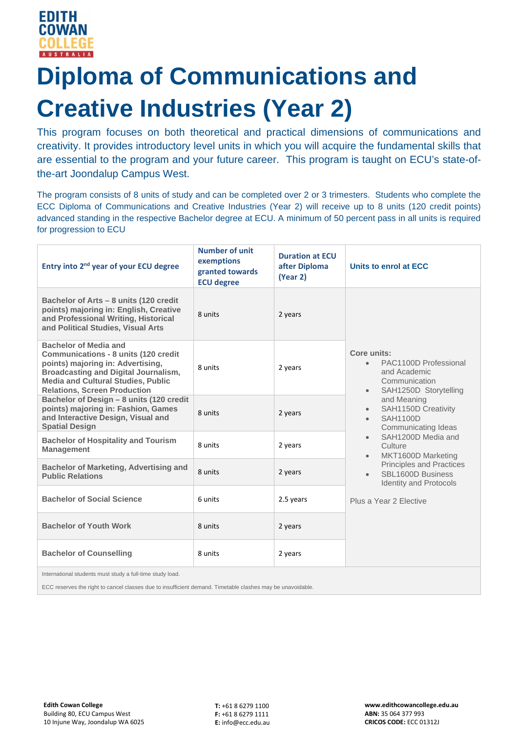EDITH COWAN COLLEGE AUSTRALIA

# Diploma of Communications and Creative Industries (Year 2)

This program focuses on both theoretical and practical dimensions of communications and creativity. It provides introductory level units in which you will acquire the fundamental skills that are essential to the program and your future career. This program is taught on ECU's state-of-the-art Joondalup Campus West.

The program consists of 8 units of study and can be completed over 2 or 3 trimesters. Students who complete the ECC Diploma of Communications and Creative Industries (Year 2) will receive up to 8 units (120 credit points) advanced standing in the respective Bachelor degree at ECU. A minimum of 50 percent pass in all units is required for progression to ECU

| Entry into 2nd year of your ECU degree | Number of unit exemptions granted towards ECU degree | Duration at ECU after Diploma (Year 2) | Units to enrol at ECC |
|---|---|---|---|
| **Bachelor of Arts – 8 units (120 credit points) majoring in: English, Creative and Professional Writing, Historical and Political Studies, Visual Arts** | 8 units | 2 years | **Core units:** <br>• PAC1100D Professional and Academic Communication <br>• SAH1250D Storytelling and Meaning <br>• SAH1150D Creativity <br>• SAH1100D Communicating Ideas <br>• SAH1200D Media and Culture <br>• MKT1600D Marketing Principles and Practices <br>• SBL1600D Business Identity and Protocols <br><br>Plus a Year 2 Elective |
| **Bachelor of Media and Communications - 8 units (120 credit points) majoring in: Advertising, Broadcasting and Digital Journalism, Media and Cultural Studies, Public Relations, Screen Production** | 8 units | 2 years | |
| **Bachelor of Design – 8 units (120 credit points) majoring in: Fashion, Games and Interactive Design, Visual and Spatial Design** | 8 units | 2 years | |
| **Bachelor of Hospitality and Tourism Management** | 8 units | 2 years | |
| **Bachelor of Marketing, Advertising and Public Relations** | 8 units | 2 years | |
| **Bachelor of Social Science** | 6 units | 2.5 years | |
| **Bachelor of Youth Work** | 8 units | 2 years | |
| **Bachelor of Counselling** | 8 units | 2 years | |

International students must study a full-time study load.

ECC reserves the right to cancel classes due to insufficient demand. Timetable clashes may be unavoidable.

**Edith Cowan College**
Building 80, ECU Campus West
10 Injune Way, Joondalup WA 6025

**T:** +61 8 6279 1100
**F:** +61 8 6279 1111
**E:** info@ecc.edu.au

**www.edithcowancollege.edu.au**
**ABN:** 35 064 377 993
**CRICOS CODE:** ECC 01312J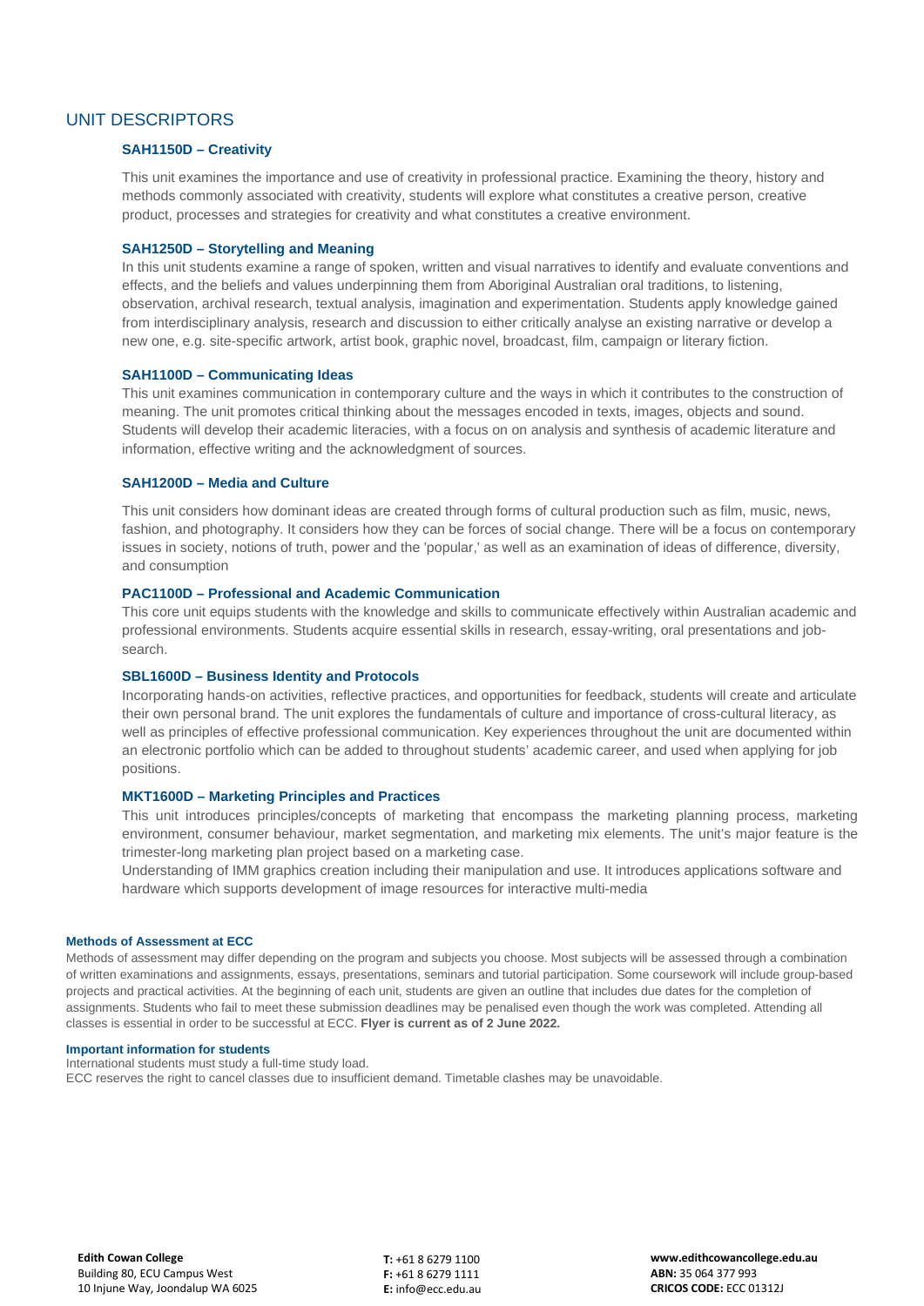# UNIT DESCRIPTORS

### SAH1150D – Creativity

This unit examines the importance and use of creativity in professional practice. Examining the theory, history and methods commonly associated with creativity, students will explore what constitutes a creative person, creative product, processes and strategies for creativity and what constitutes a creative environment.

### SAH1250D – Storytelling and Meaning

In this unit students examine a range of spoken, written and visual narratives to identify and evaluate conventions and effects, and the beliefs and values underpinning them from Aboriginal Australian oral traditions, to listening, observation, archival research, textual analysis, imagination and experimentation. Students apply knowledge gained from interdisciplinary analysis, research and discussion to either critically analyse an existing narrative or develop a new one, e.g. site-specific artwork, artist book, graphic novel, broadcast, film, campaign or literary fiction.

### SAH1100D – Communicating Ideas

This unit examines communication in contemporary culture and the ways in which it contributes to the construction of meaning. The unit promotes critical thinking about the messages encoded in texts, images, objects and sound. Students will develop their academic literacies, with a focus on on analysis and synthesis of academic literature and information, effective writing and the acknowledgment of sources.

### SAH1200D – Media and Culture

This unit considers how dominant ideas are created through forms of cultural production such as film, music, news, fashion, and photography. It considers how they can be forces of social change. There will be a focus on contemporary issues in society, notions of truth, power and the 'popular,' as well as an examination of ideas of difference, diversity, and consumption

### PAC1100D – Professional and Academic Communication

This core unit equips students with the knowledge and skills to communicate effectively within Australian academic and professional environments. Students acquire essential skills in research, essay-writing, oral presentations and job-search.

### SBL1600D – Business Identity and Protocols

Incorporating hands-on activities, reflective practices, and opportunities for feedback, students will create and articulate their own personal brand. The unit explores the fundamentals of culture and importance of cross-cultural literacy, as well as principles of effective professional communication. Key experiences throughout the unit are documented within an electronic portfolio which can be added to throughout students' academic career, and used when applying for job positions.

### MKT1600D – Marketing Principles and Practices

This unit introduces principles/concepts of marketing that encompass the marketing planning process, marketing environment, consumer behaviour, market segmentation, and marketing mix elements. The unit's major feature is the trimester-long marketing plan project based on a marketing case.

Understanding of IMM graphics creation including their manipulation and use. It introduces applications software and hardware which supports development of image resources for interactive multi-media

#### Methods of Assessment at ECC

Methods of assessment may differ depending on the program and subjects you choose. Most subjects will be assessed through a combination of written examinations and assignments, essays, presentations, seminars and tutorial participation. Some coursework will include group-based projects and practical activities. At the beginning of each unit, students are given an outline that includes due dates for the completion of assignments. Students who fail to meet these submission deadlines may be penalised even though the work was completed. Attending all classes is essential in order to be successful at ECC. **Flyer is current as of 2 June 2022.**

#### Important information for students

International students must study a full-time study load.
ECC reserves the right to cancel classes due to insufficient demand. Timetable clashes may be unavoidable.

**Edith Cowan College**
Building 80, ECU Campus West
10 Injune Way, Joondalup WA 6025

**T:** +61 8 6279 1100
**F:** +61 8 6279 1111
**E:** info@ecc.edu.au

**www.edithcowancollege.edu.au**
**ABN:** 35 064 377 993
**CRICOS CODE:** ECC 01312J